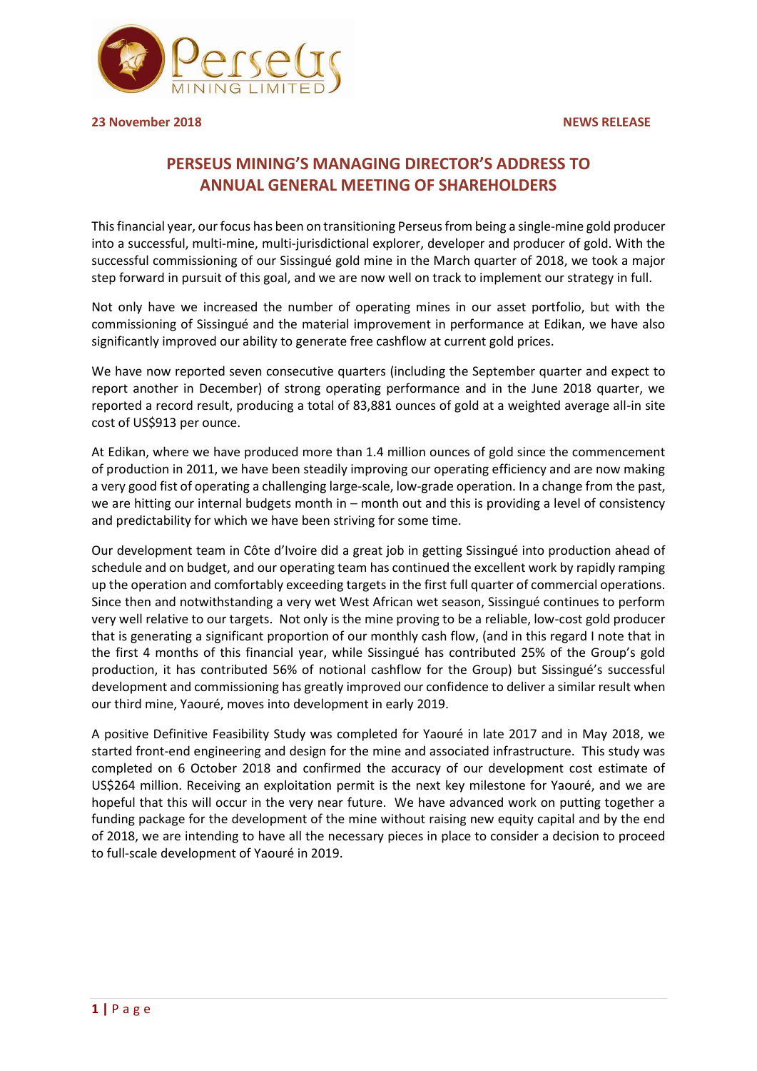23 November 2018 **NEWS RELEASE**

# PERSEUS MINING'S MANAGING DIRECTOR'S ADDRESS TO ANNUAL GENERAL MEETING OF SHAREHOLDERS

This financial year, our focus has been on transitioning Perseus from being a single-mine gold producer into a successful, multi-mine, multi-jurisdictional explorer, developer and producer of gold. With the successful commissioning of our Sissingué gold mine in the March quarter of 2018, we took a major step forward in pursuit of this goal, and we are now well on track to implement our strategy in full.

Not only have we increased the number of operating mines in our asset portfolio, but with the commissioning of Sissingué and the material improvement in performance at Edikan, we have also significantly improved our ability to generate free cashflow at current gold prices.

We have now reported seven consecutive quarters (including the September quarter and expect to report another in December) of strong operating performance and in the June 2018 quarter, we reported a record result, producing a total of 83,881 ounces of gold at a weighted average all-in site cost of US$913 per ounce.

At Edikan, where we have produced more than 1.4 million ounces of gold since the commencement of production in 2011, we have been steadily improving our operating efficiency and are now making a very good fist of operating a challenging large-scale, low-grade operation. In a change from the past, we are hitting our internal budgets month in – month out and this is providing a level of consistency and predictability for which we have been striving for some time.

Our development team in Côte d'Ivoire did a great job in getting Sissingué into production ahead of schedule and on budget, and our operating team has continued the excellent work by rapidly ramping up the operation and comfortably exceeding targets in the first full quarter of commercial operations. Since then and notwithstanding a very wet West African wet season, Sissingué continues to perform very well relative to our targets. Not only is the mine proving to be a reliable, low-cost gold producer that is generating a significant proportion of our monthly cash flow, (and in this regard I note that in the first 4 months of this financial year, while Sissingué has contributed 25% of the Group's gold production, it has contributed 56% of notional cashflow for the Group) but Sissingué's successful development and commissioning has greatly improved our confidence to deliver a similar result when our third mine, Yaouré, moves into development in early 2019.

A positive Definitive Feasibility Study was completed for Yaouré in late 2017 and in May 2018, we started front-end engineering and design for the mine and associated infrastructure. This study was completed on 6 October 2018 and confirmed the accuracy of our development cost estimate of US$264 million. Receiving an exploitation permit is the next key milestone for Yaouré, and we are hopeful that this will occur in the very near future. We have advanced work on putting together a funding package for the development of the mine without raising new equity capital and by the end of 2018, we are intending to have all the necessary pieces in place to consider a decision to proceed to full-scale development of Yaouré in 2019.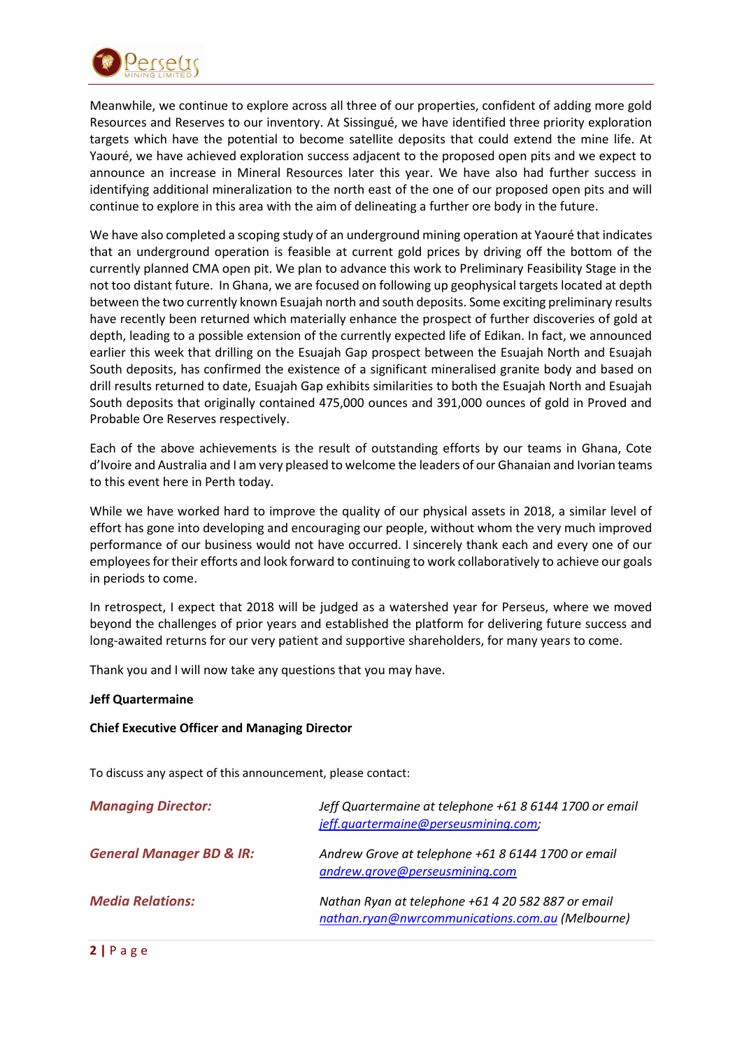Meanwhile, we continue to explore across all three of our properties, confident of adding more gold Resources and Reserves to our inventory. At Sissingué, we have identified three priority exploration targets which have the potential to become satellite deposits that could extend the mine life. At Yaouré, we have achieved exploration success adjacent to the proposed open pits and we expect to announce an increase in Mineral Resources later this year. We have also had further success in identifying additional mineralization to the north east of the one of our proposed open pits and will continue to explore in this area with the aim of delineating a further ore body in the future.

We have also completed a scoping study of an underground mining operation at Yaouré that indicates that an underground operation is feasible at current gold prices by driving off the bottom of the currently planned CMA open pit. We plan to advance this work to Preliminary Feasibility Stage in the not too distant future. In Ghana, we are focused on following up geophysical targets located at depth between the two currently known Esuajah north and south deposits. Some exciting preliminary results have recently been returned which materially enhance the prospect of further discoveries of gold at depth, leading to a possible extension of the currently expected life of Edikan. In fact, we announced earlier this week that drilling on the Esuajah Gap prospect between the Esuajah North and Esuajah South deposits, has confirmed the existence of a significant mineralised granite body and based on drill results returned to date, Esuajah Gap exhibits similarities to both the Esuajah North and Esuajah South deposits that originally contained 475,000 ounces and 391,000 ounces of gold in Proved and Probable Ore Reserves respectively.

Each of the above achievements is the result of outstanding efforts by our teams in Ghana, Cote d'Ivoire and Australia and I am very pleased to welcome the leaders of our Ghanaian and Ivorian teams to this event here in Perth today.

While we have worked hard to improve the quality of our physical assets in 2018, a similar level of effort has gone into developing and encouraging our people, without whom the very much improved performance of our business would not have occurred. I sincerely thank each and every one of our employees for their efforts and look forward to continuing to work collaboratively to achieve our goals in periods to come.

In retrospect, I expect that 2018 will be judged as a watershed year for Perseus, where we moved beyond the challenges of prior years and established the platform for delivering future success and long-awaited returns for our very patient and supportive shareholders, for many years to come.

Thank you and I will now take any questions that you may have.

**Jeff Quartermaine**

**Chief Executive Officer and Managing Director**

To discuss any aspect of this announcement, please contact:

| | |
|---|---|
| ***Managing Director:*** | *Jeff Quartermaine at telephone +61 8 6144 1700 or email [jeff.quartermaine@perseusmining.com](mailto:jeff.quartermaine@perseusmining.com);* |
| ***General Manager BD & IR:*** | *Andrew Grove at telephone +61 8 6144 1700 or email [andrew.grove@perseusmining.com](mailto:andrew.grove@perseusmining.com)* |
| ***Media Relations:*** | *Nathan Ryan at telephone +61 4 20 582 887 or email [nathan.ryan@nwrcommunications.com.au](mailto:nathan.ryan@nwrcommunications.com.au) (Melbourne)* |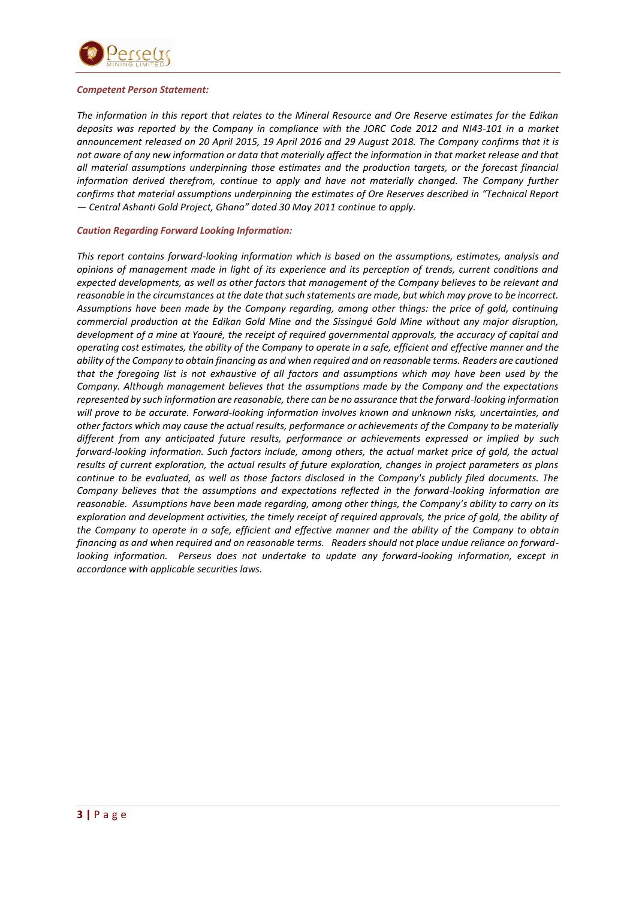***Competent Person Statement:***

*The information in this report that relates to the Mineral Resource and Ore Reserve estimates for the Edikan deposits was reported by the Company in compliance with the JORC Code 2012 and NI43-101 in a market announcement released on 20 April 2015, 19 April 2016 and 29 August 2018. The Company confirms that it is not aware of any new information or data that materially affect the information in that market release and that all material assumptions underpinning those estimates and the production targets, or the forecast financial information derived therefrom, continue to apply and have not materially changed. The Company further confirms that material assumptions underpinning the estimates of Ore Reserves described in "Technical Report — Central Ashanti Gold Project, Ghana" dated 30 May 2011 continue to apply.*

***Caution Regarding Forward Looking Information:***

*This report contains forward-looking information which is based on the assumptions, estimates, analysis and opinions of management made in light of its experience and its perception of trends, current conditions and expected developments, as well as other factors that management of the Company believes to be relevant and reasonable in the circumstances at the date that such statements are made, but which may prove to be incorrect. Assumptions have been made by the Company regarding, among other things: the price of gold, continuing commercial production at the Edikan Gold Mine and the Sissingué Gold Mine without any major disruption, development of a mine at Yaouré, the receipt of required governmental approvals, the accuracy of capital and operating cost estimates, the ability of the Company to operate in a safe, efficient and effective manner and the ability of the Company to obtain financing as and when required and on reasonable terms. Readers are cautioned that the foregoing list is not exhaustive of all factors and assumptions which may have been used by the Company. Although management believes that the assumptions made by the Company and the expectations represented by such information are reasonable, there can be no assurance that the forward-looking information will prove to be accurate. Forward-looking information involves known and unknown risks, uncertainties, and other factors which may cause the actual results, performance or achievements of the Company to be materially different from any anticipated future results, performance or achievements expressed or implied by such forward-looking information. Such factors include, among others, the actual market price of gold, the actual results of current exploration, the actual results of future exploration, changes in project parameters as plans continue to be evaluated, as well as those factors disclosed in the Company's publicly filed documents. The Company believes that the assumptions and expectations reflected in the forward-looking information are reasonable. Assumptions have been made regarding, among other things, the Company's ability to carry on its exploration and development activities, the timely receipt of required approvals, the price of gold, the ability of the Company to operate in a safe, efficient and effective manner and the ability of the Company to obtain financing as and when required and on reasonable terms. Readers should not place undue reliance on forward-looking information. Perseus does not undertake to update any forward-looking information, except in accordance with applicable securities laws.*